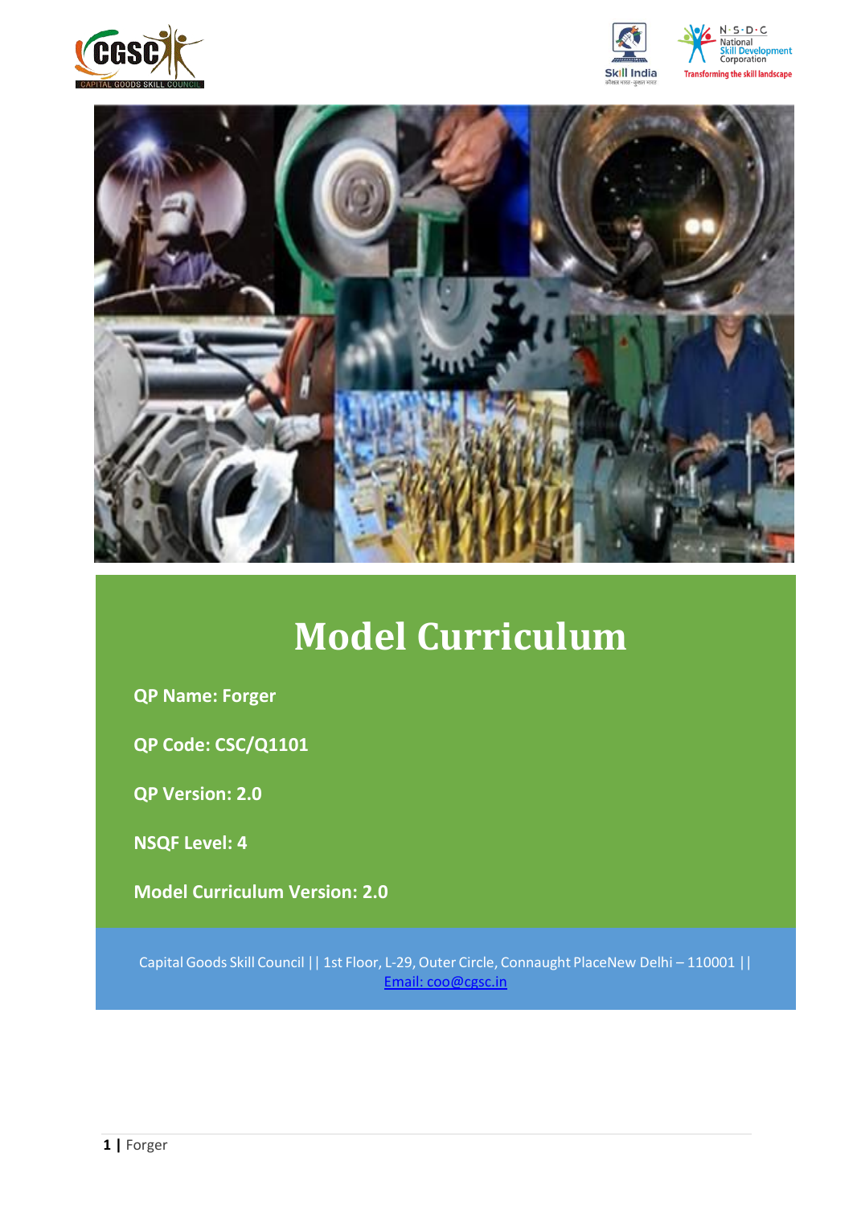# Model Curriculum

**QP Name: Forger**

**QP Code: CSC/Q1101**

**QP Version: 2.0**

**NSQF Level: 4**

**Model Curriculum Version: 2.0**

Capital Goods Skill Council || 1st Floor, L-29, Outer Circle, Connaught PlaceNew Delhi – 110001 || Email: coo@cgsc.in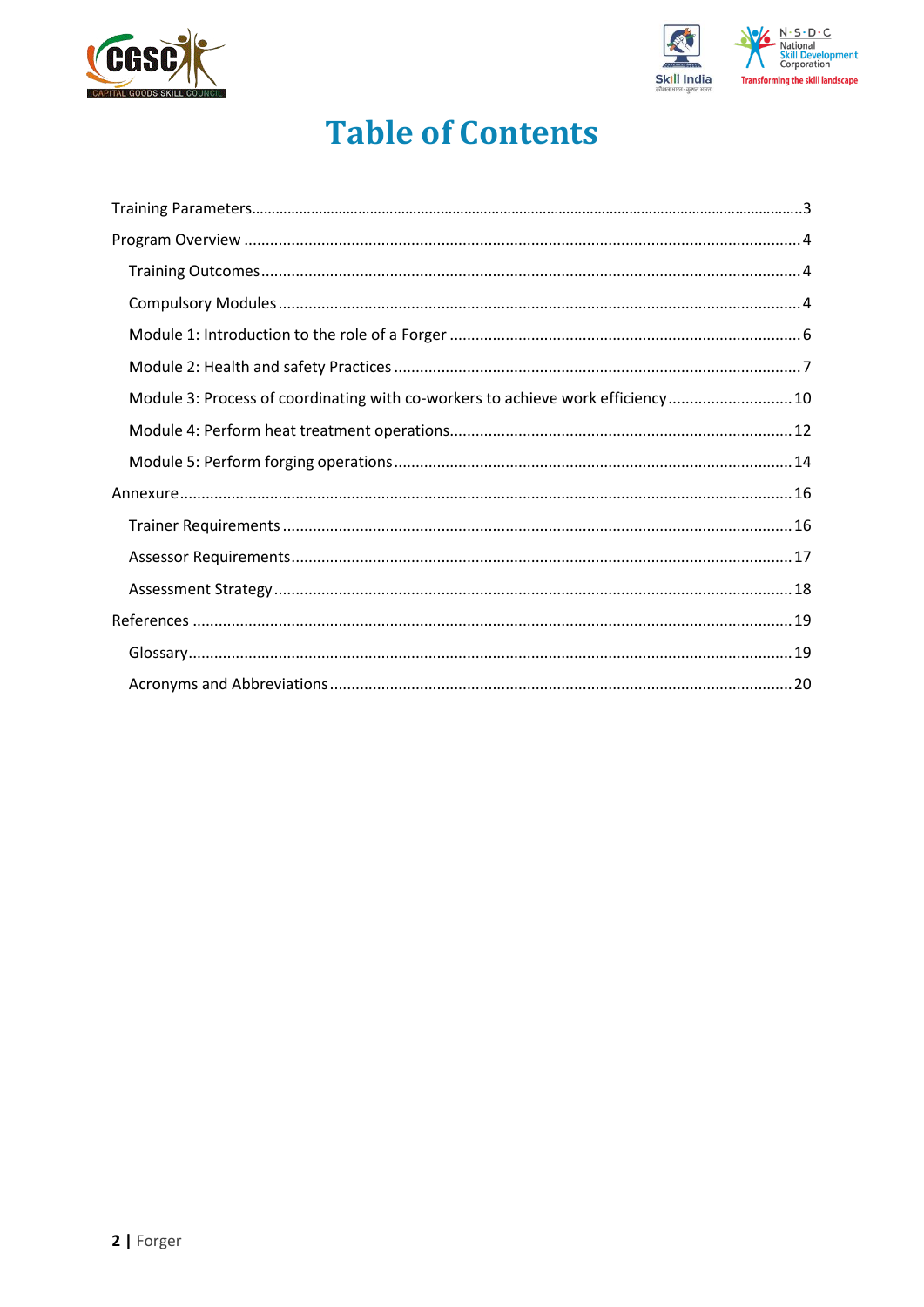# Table of Contents

- Training Parameters ... 3
- Program Overview ... 4
    - Training Outcomes ... 4
    - Compulsory Modules ... 4
    - Module 1: Introduction to the role of a Forger ... 6
    - Module 2: Health and safety Practices ... 7
    - Module 3: Process of coordinating with co-workers to achieve work efficiency ... 10
    - Module 4: Perform heat treatment operations ... 12
    - Module 5: Perform forging operations ... 14
- Annexure ... 16
    - Trainer Requirements ... 16
    - Assessor Requirements ... 17
    - Assessment Strategy ... 18
- References ... 19
    - Glossary ... 19
    - Acronyms and Abbreviations ... 20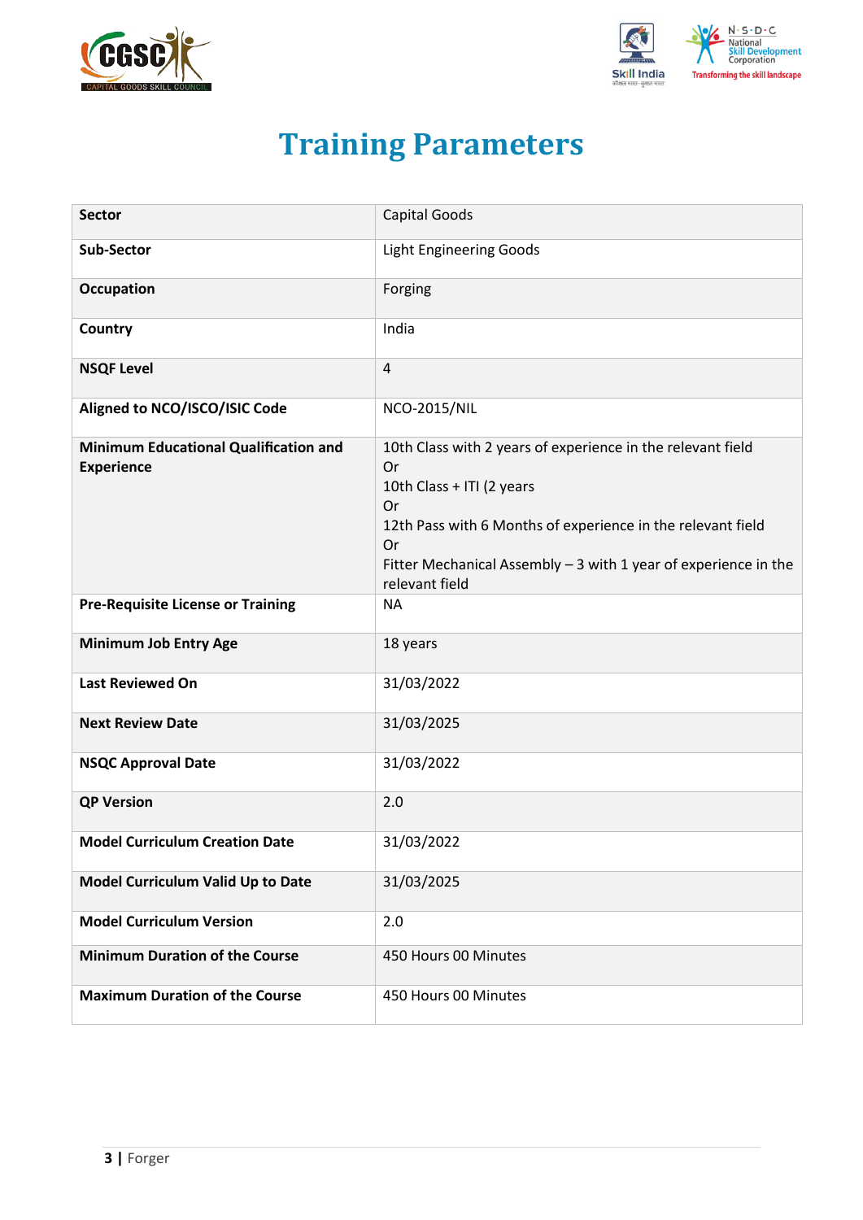# Training Parameters

| Sector | Capital Goods |
|---|---|
| Sub-Sector | Light Engineering Goods |
| Occupation | Forging |
| Country | India |
| NSQF Level | 4 |
| Aligned to NCO/ISCO/ISIC Code | NCO-2015/NIL |
| Minimum Educational Qualification and Experience | 10th Class with 2 years of experience in the relevant field<br>Or<br>10th Class + ITI (2 years<br>Or<br>12th Pass with 6 Months of experience in the relevant field<br>Or<br>Fitter Mechanical Assembly – 3 with 1 year of experience in the relevant field |
| Pre-Requisite License or Training | NA |
| Minimum Job Entry Age | 18 years |
| Last Reviewed On | 31/03/2022 |
| Next Review Date | 31/03/2025 |
| NSQC Approval Date | 31/03/2022 |
| QP Version | 2.0 |
| Model Curriculum Creation Date | 31/03/2022 |
| Model Curriculum Valid Up to Date | 31/03/2025 |
| Model Curriculum Version | 2.0 |
| Minimum Duration of the Course | 450 Hours 00 Minutes |
| Maximum Duration of the Course | 450 Hours 00 Minutes |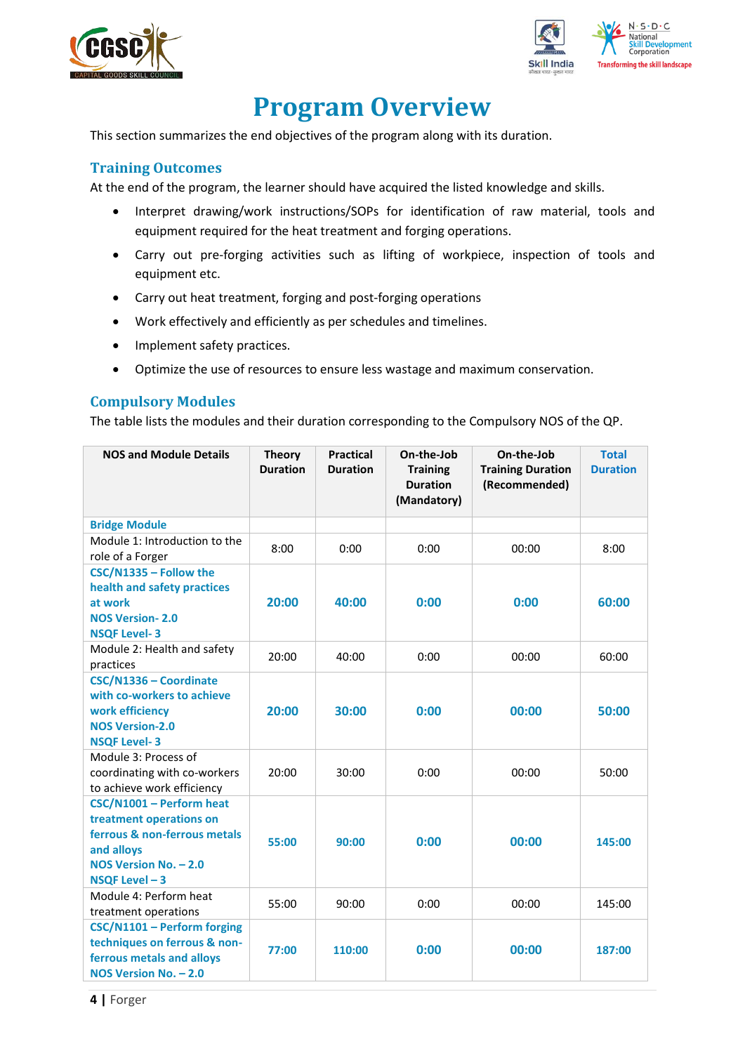# Program Overview

This section summarizes the end objectives of the program along with its duration.

## Training Outcomes

At the end of the program, the learner should have acquired the listed knowledge and skills.

- Interpret drawing/work instructions/SOPs for identification of raw material, tools and equipment required for the heat treatment and forging operations.
- Carry out pre-forging activities such as lifting of workpiece, inspection of tools and equipment etc.
- Carry out heat treatment, forging and post-forging operations
- Work effectively and efficiently as per schedules and timelines.
- Implement safety practices.
- Optimize the use of resources to ensure less wastage and maximum conservation.

## Compulsory Modules

The table lists the modules and their duration corresponding to the Compulsory NOS of the QP.

| NOS and Module Details | Theory Duration | Practical Duration | On-the-Job Training Duration (Mandatory) | On-the-Job Training Duration (Recommended) | Total Duration |
|---|---|---|---|---|---|
| **Bridge Module** | | | | | |
| Module 1: Introduction to the role of a Forger | 8:00 | 0:00 | 0:00 | 00:00 | 8:00 |
| **CSC/N1335 – Follow the health and safety practices at work**<br>**NOS Version- 2.0**<br>**NSQF Level- 3** | **20:00** | **40:00** | **0:00** | **0:00** | **60:00** |
| Module 2: Health and safety practices | 20:00 | 40:00 | 0:00 | 00:00 | 60:00 |
| **CSC/N1336 – Coordinate with co-workers to achieve work efficiency**<br>**NOS Version-2.0**<br>**NSQF Level- 3** | **20:00** | **30:00** | **0:00** | **00:00** | **50:00** |
| Module 3: Process of coordinating with co-workers to achieve work efficiency | 20:00 | 30:00 | 0:00 | 00:00 | 50:00 |
| **CSC/N1001 – Perform heat treatment operations on ferrous & non-ferrous metals and alloys**<br>**NOS Version No. – 2.0**<br>**NSQF Level – 3** | **55:00** | **90:00** | **0:00** | **00:00** | **145:00** |
| Module 4: Perform heat treatment operations | 55:00 | 90:00 | 0:00 | 00:00 | 145:00 |
| **CSC/N1101 – Perform forging techniques on ferrous & non-ferrous metals and alloys**<br>**NOS Version No. – 2.0** | **77:00** | **110:00** | **0:00** | **00:00** | **187:00** |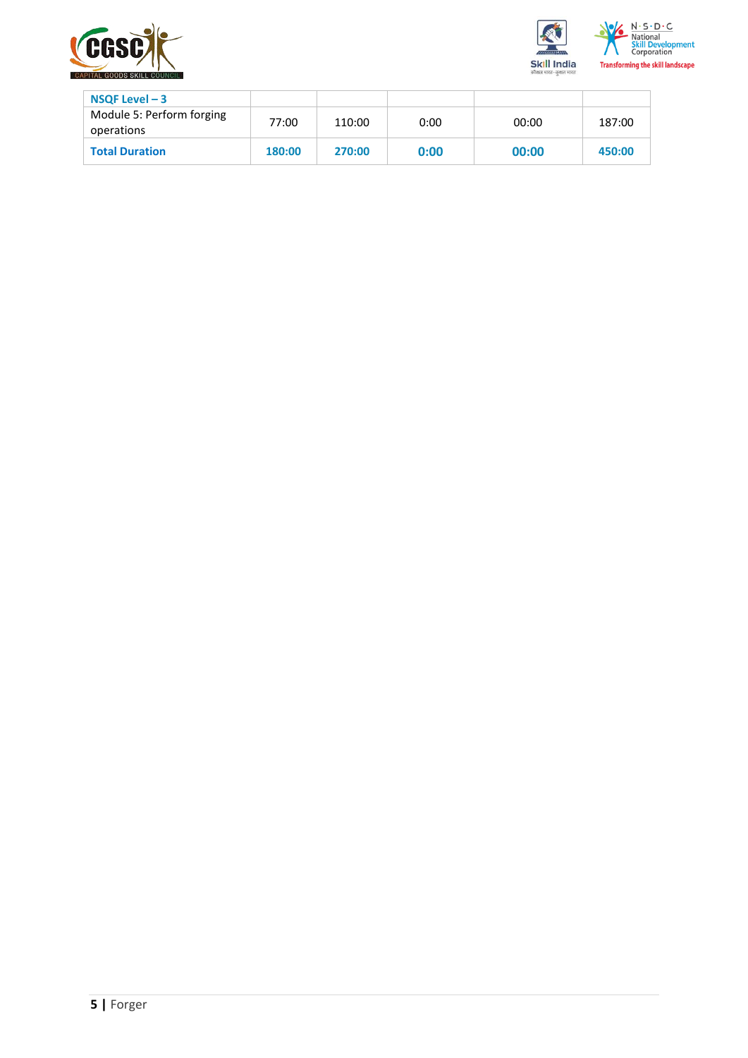| NSQF Level – 3 | | | | | |
|---|---|---|---|---|---|
| Module 5: Perform forging operations | 77:00 | 110:00 | 0:00 | 00:00 | 187:00 |
| **Total Duration** | **180:00** | **270:00** | **0:00** | **00:00** | **450:00** |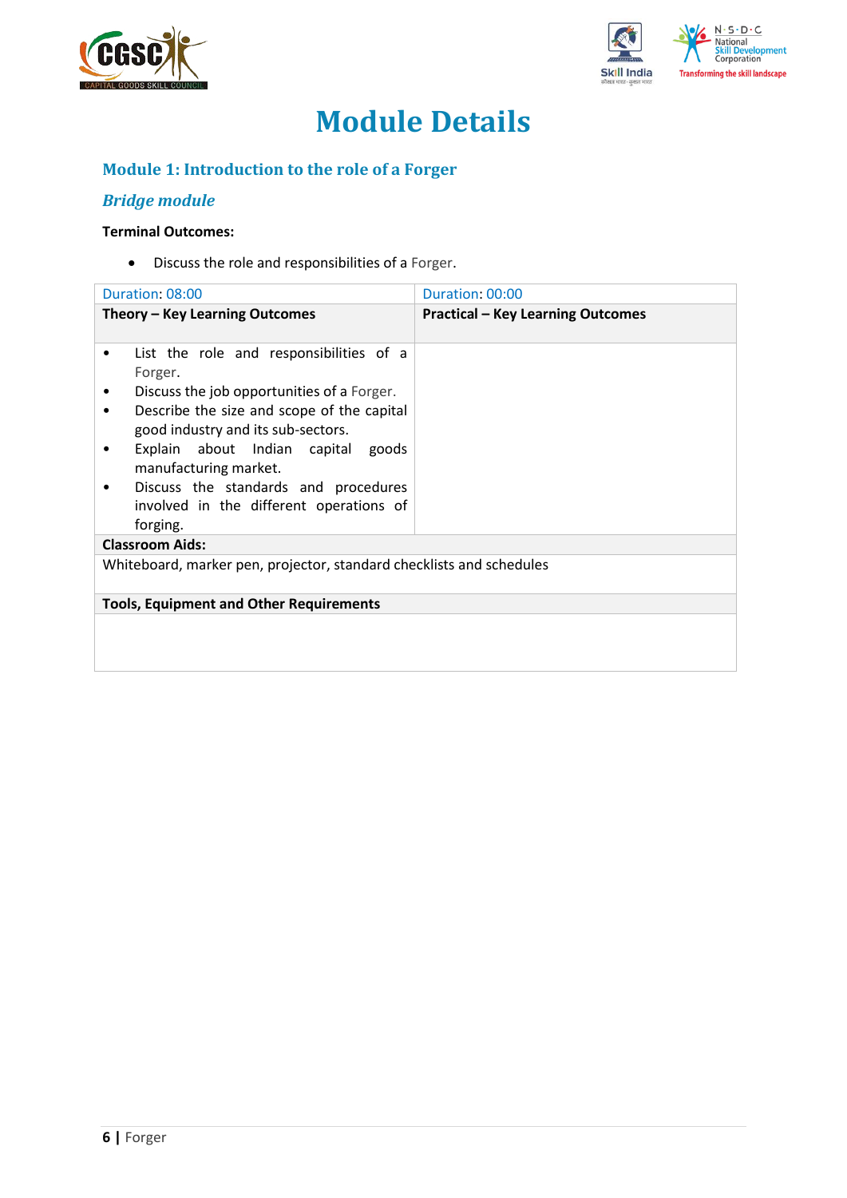# Module Details

## Module 1: Introduction to the role of a Forger

### *Bridge module*

**Terminal Outcomes:**

- Discuss the role and responsibilities of a Forger.

| Duration: 08:00 | Duration: 00:00 |
|---|---|
| **Theory – Key Learning Outcomes** | **Practical – Key Learning Outcomes** |
| • List the role and responsibilities of a Forger.<br>• Discuss the job opportunities of a Forger.<br>• Describe the size and scope of the capital good industry and its sub-sectors.<br>• Explain about Indian capital goods manufacturing market.<br>• Discuss the standards and procedures involved in the different operations of forging. | |
| **Classroom Aids:** | |
| Whiteboard, marker pen, projector, standard checklists and schedules | |
| **Tools, Equipment and Other Requirements** | |
| | |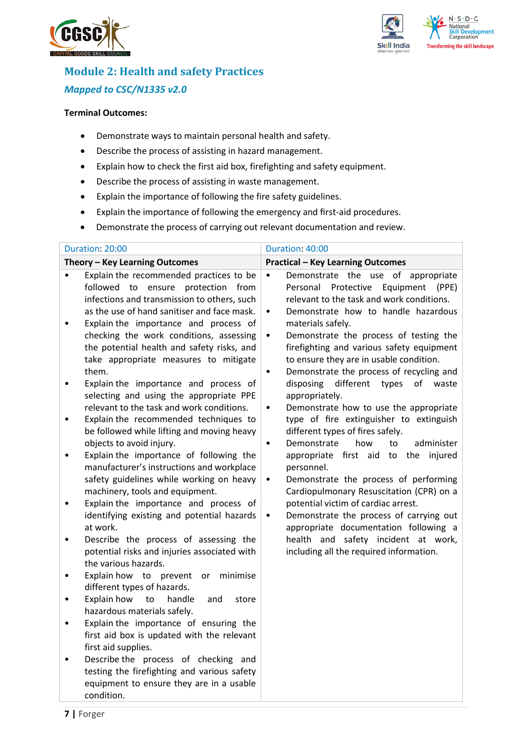## Module 2: Health and safety Practices

### *Mapped to CSC/N1335 v2.0*

**Terminal Outcomes:**

- Demonstrate ways to maintain personal health and safety.
- Describe the process of assisting in hazard management.
- Explain how to check the first aid box, firefighting and safety equipment.
- Describe the process of assisting in waste management.
- Explain the importance of following the fire safety guidelines.
- Explain the importance of following the emergency and first-aid procedures.
- Demonstrate the process of carrying out relevant documentation and review.

| Duration: 20:00 | Duration: 40:00 |
|---|---|
| **Theory – Key Learning Outcomes** | **Practical – Key Learning Outcomes** |
| • Explain the recommended practices to be followed to ensure protection from infections and transmission to others, such as the use of hand sanitiser and face mask.<br>• Explain the importance and process of checking the work conditions, assessing the potential health and safety risks, and take appropriate measures to mitigate them.<br>• Explain the importance and process of selecting and using the appropriate PPE relevant to the task and work conditions.<br>• Explain the recommended techniques to be followed while lifting and moving heavy objects to avoid injury.<br>• Explain the importance of following the manufacturer's instructions and workplace safety guidelines while working on heavy machinery, tools and equipment.<br>• Explain the importance and process of identifying existing and potential hazards at work.<br>• Describe the process of assessing the potential risks and injuries associated with the various hazards.<br>• Explain how to prevent or minimise different types of hazards.<br>• Explain how to handle and store hazardous materials safely.<br>• Explain the importance of ensuring the first aid box is updated with the relevant first aid supplies.<br>• Describe the process of checking and testing the firefighting and various safety equipment to ensure they are in a usable condition. | • Demonstrate the use of appropriate Personal Protective Equipment (PPE) relevant to the task and work conditions.<br>• Demonstrate how to handle hazardous materials safely.<br>• Demonstrate the process of testing the firefighting and various safety equipment to ensure they are in usable condition.<br>• Demonstrate the process of recycling and disposing different types of waste appropriately.<br>• Demonstrate how to use the appropriate type of fire extinguisher to extinguish different types of fires safely.<br>• Demonstrate how to administer appropriate first aid to the injured personnel.<br>• Demonstrate the process of performing Cardiopulmonary Resuscitation (CPR) on a potential victim of cardiac arrest.<br>• Demonstrate the process of carrying out appropriate documentation following a health and safety incident at work, including all the required information. |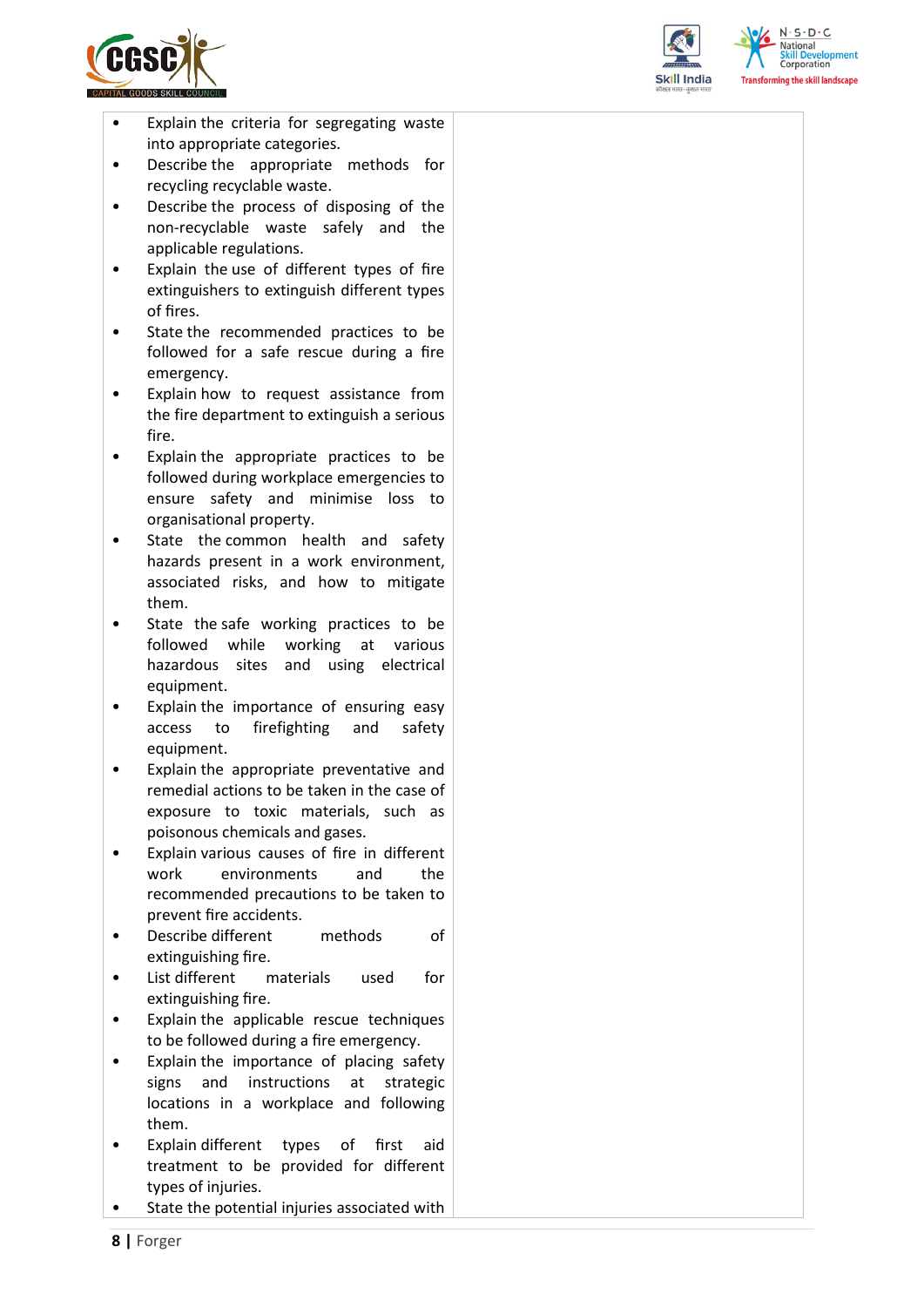| | |
|---|---|
| • Explain the criteria for segregating waste into appropriate categories.<br>• Describe the appropriate methods for recycling recyclable waste.<br>• Describe the process of disposing of the non-recyclable waste safely and the applicable regulations.<br>• Explain the use of different types of fire extinguishers to extinguish different types of fires.<br>• State the recommended practices to be followed for a safe rescue during a fire emergency.<br>• Explain how to request assistance from the fire department to extinguish a serious fire.<br>• Explain the appropriate practices to be followed during workplace emergencies to ensure safety and minimise loss to organisational property.<br>• State the common health and safety hazards present in a work environment, associated risks, and how to mitigate them.<br>• State the safe working practices to be followed while working at various hazardous sites and using electrical equipment.<br>• Explain the importance of ensuring easy access to firefighting and safety equipment.<br>• Explain the appropriate preventative and remedial actions to be taken in the case of exposure to toxic materials, such as poisonous chemicals and gases.<br>• Explain various causes of fire in different work environments and the recommended precautions to be taken to prevent fire accidents.<br>• Describe different methods of extinguishing fire.<br>• List different materials used for extinguishing fire.<br>• Explain the applicable rescue techniques to be followed during a fire emergency.<br>• Explain the importance of placing safety signs and instructions at strategic locations in a workplace and following them.<br>• Explain different types of first aid treatment to be provided for different types of injuries.<br>• State the potential injuries associated with | |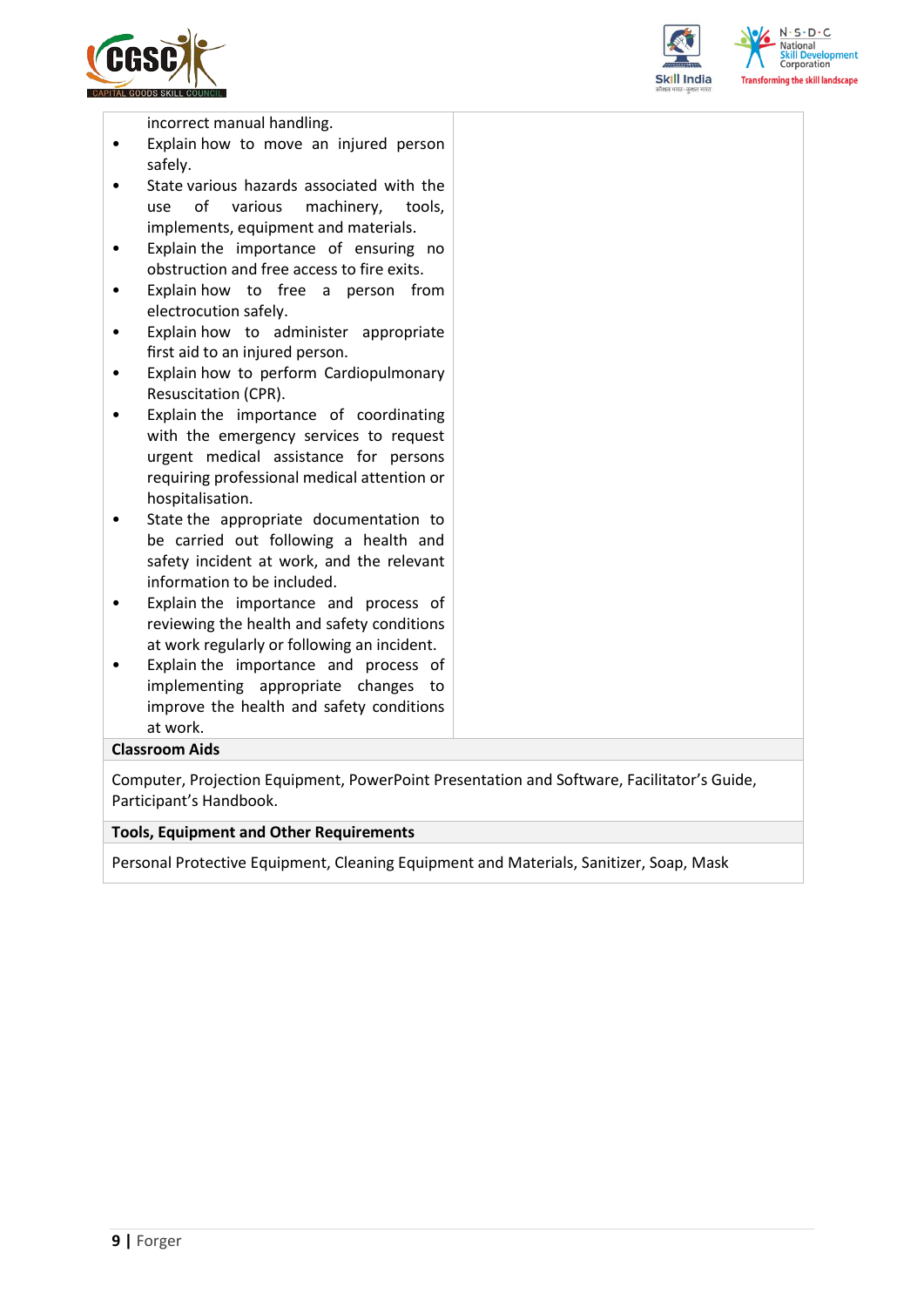| | |
|---|---|
| incorrect manual handling.<br>• Explain how to move an injured person safely.<br>• State various hazards associated with the use of various machinery, tools, implements, equipment and materials.<br>• Explain the importance of ensuring no obstruction and free access to fire exits.<br>• Explain how to free a person from electrocution safely.<br>• Explain how to administer appropriate first aid to an injured person.<br>• Explain how to perform Cardiopulmonary Resuscitation (CPR).<br>• Explain the importance of coordinating with the emergency services to request urgent medical assistance for persons requiring professional medical attention or hospitalisation.<br>• State the appropriate documentation to be carried out following a health and safety incident at work, and the relevant information to be included.<br>• Explain the importance and process of reviewing the health and safety conditions at work regularly or following an incident.<br>• Explain the importance and process of implementing appropriate changes to improve the health and safety conditions at work. | |
| **Classroom Aids** | |
| Computer, Projection Equipment, PowerPoint Presentation and Software, Facilitator's Guide, Participant's Handbook. | |
| **Tools, Equipment and Other Requirements** | |
| Personal Protective Equipment, Cleaning Equipment and Materials, Sanitizer, Soap, Mask | |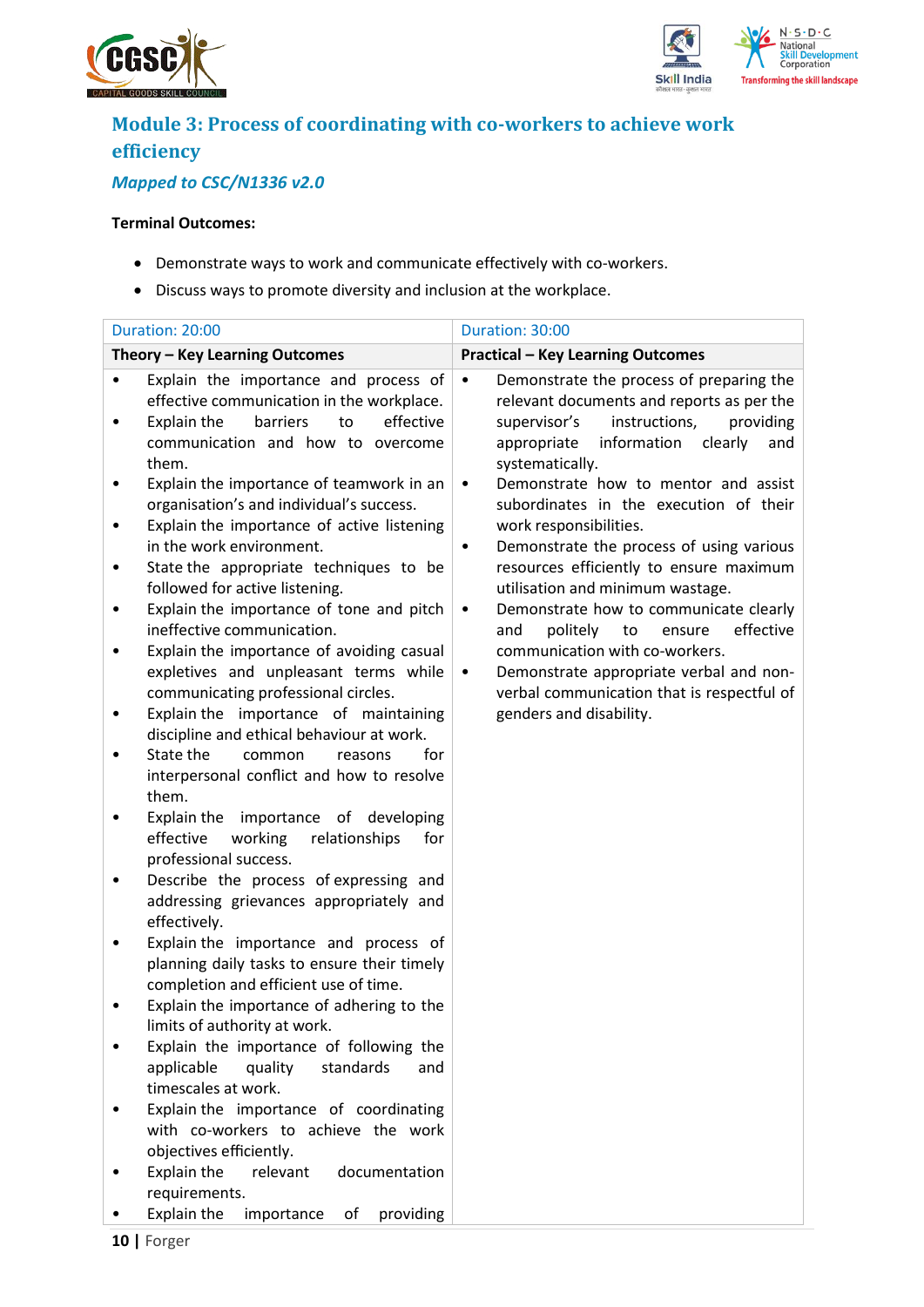## Module 3: Process of coordinating with co-workers to achieve work efficiency

***Mapped to CSC/N1336 v2.0***

**Terminal Outcomes:**

- Demonstrate ways to work and communicate effectively with co-workers.
- Discuss ways to promote diversity and inclusion at the workplace.

| Duration: 20:00 | Duration: 30:00 |
|---|---|
| **Theory – Key Learning Outcomes** | **Practical – Key Learning Outcomes** |
| • Explain the importance and process of effective communication in the workplace.<br>• Explain the barriers to effective communication and how to overcome them.<br>• Explain the importance of teamwork in an organisation's and individual's success.<br>• Explain the importance of active listening in the work environment.<br>• State the appropriate techniques to be followed for active listening.<br>• Explain the importance of tone and pitch ineffective communication.<br>• Explain the importance of avoiding casual expletives and unpleasant terms while communicating professional circles.<br>• Explain the importance of maintaining discipline and ethical behaviour at work.<br>• State the common reasons for interpersonal conflict and how to resolve them.<br>• Explain the importance of developing effective working relationships for professional success.<br>• Describe the process of expressing and addressing grievances appropriately and effectively.<br>• Explain the importance and process of planning daily tasks to ensure their timely completion and efficient use of time.<br>• Explain the importance of adhering to the limits of authority at work.<br>• Explain the importance of following the applicable quality standards and timescales at work.<br>• Explain the importance of coordinating with co-workers to achieve the work objectives efficiently.<br>• Explain the relevant documentation requirements.<br>• Explain the importance of providing | • Demonstrate the process of preparing the relevant documents and reports as per the supervisor's instructions, providing appropriate information clearly and systematically.<br>• Demonstrate how to mentor and assist subordinates in the execution of their work responsibilities.<br>• Demonstrate the process of using various resources efficiently to ensure maximum utilisation and minimum wastage.<br>• Demonstrate how to communicate clearly and politely to ensure effective communication with co-workers.<br>• Demonstrate appropriate verbal and non-verbal communication that is respectful of genders and disability. |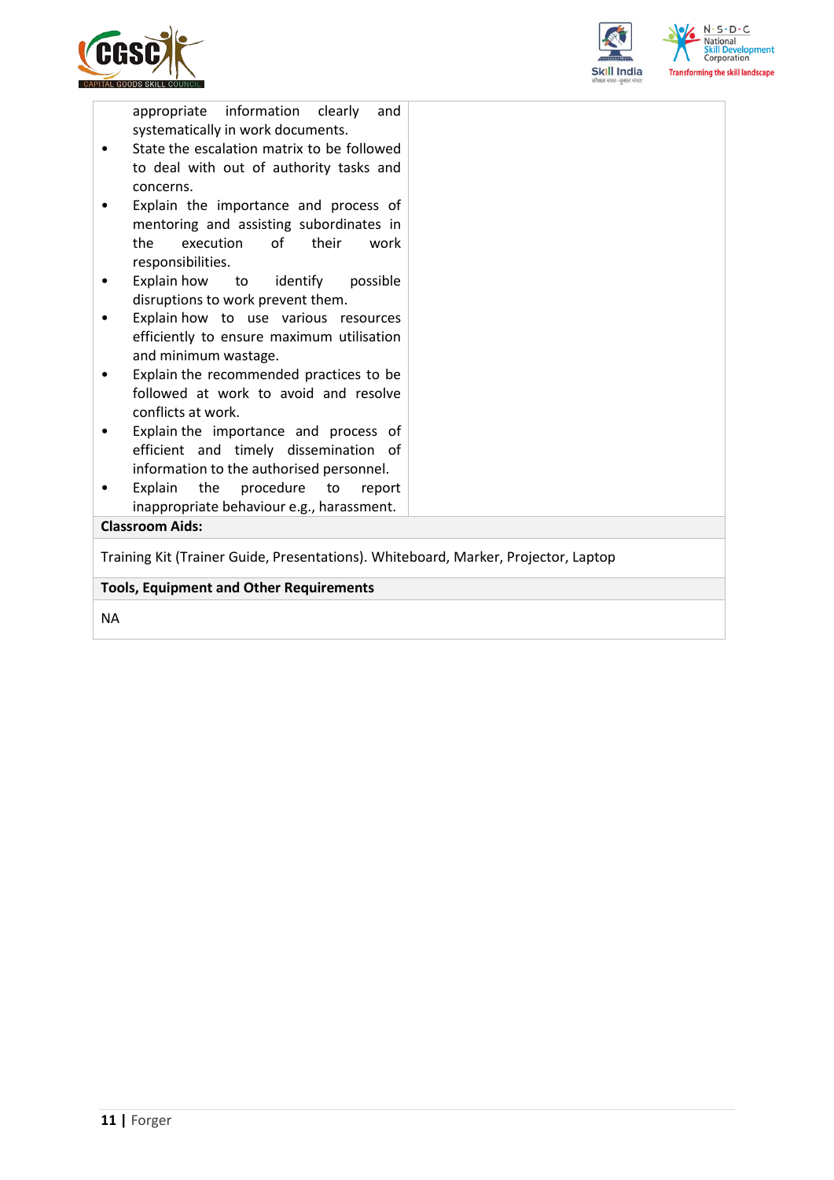| | |
|---|---|
| appropriate information clearly and systematically in work documents.<br>• State the escalation matrix to be followed to deal with out of authority tasks and concerns.<br>• Explain the importance and process of mentoring and assisting subordinates in the execution of their work responsibilities.<br>• Explain how to identify possible disruptions to work prevent them.<br>• Explain how to use various resources efficiently to ensure maximum utilisation and minimum wastage.<br>• Explain the recommended practices to be followed at work to avoid and resolve conflicts at work.<br>• Explain the importance and process of efficient and timely dissemination of information to the authorised personnel.<br>• Explain the procedure to report inappropriate behaviour e.g., harassment. | |
| **Classroom Aids:** | |
| Training Kit (Trainer Guide, Presentations). Whiteboard, Marker, Projector, Laptop | |
| **Tools, Equipment and Other Requirements** | |
| NA | |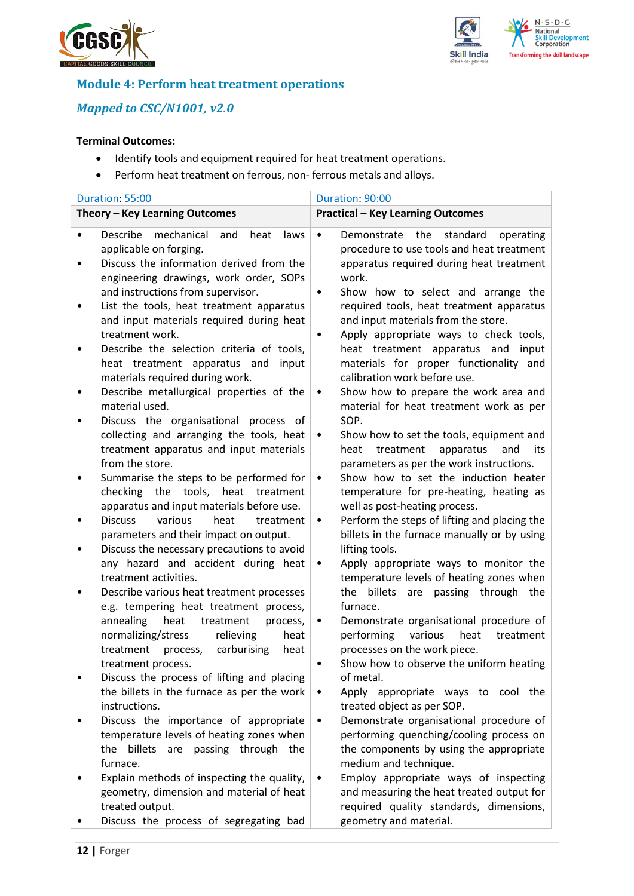## Module 4: Perform heat treatment operations

### *Mapped to CSC/N1001, v2.0*

**Terminal Outcomes:**

- Identify tools and equipment required for heat treatment operations.
- Perform heat treatment on ferrous, non- ferrous metals and alloys.

| Duration: 55:00 | Duration: 90:00 |
|---|---|
| **Theory – Key Learning Outcomes** | **Practical – Key Learning Outcomes** |
| • Describe mechanical and heat laws applicable on forging.<br>• Discuss the information derived from the engineering drawings, work order, SOPs and instructions from supervisor.<br>• List the tools, heat treatment apparatus and input materials required during heat treatment work.<br>• Describe the selection criteria of tools, heat treatment apparatus and input materials required during work.<br>• Describe metallurgical properties of the material used.<br>• Discuss the organisational process of collecting and arranging the tools, heat treatment apparatus and input materials from the store.<br>• Summarise the steps to be performed for checking the tools, heat treatment apparatus and input materials before use.<br>• Discuss various heat treatment parameters and their impact on output.<br>• Discuss the necessary precautions to avoid any hazard and accident during heat treatment activities.<br>• Describe various heat treatment processes e.g. tempering heat treatment process, annealing heat treatment process, normalizing/stress relieving heat treatment process, carburising heat treatment process.<br>• Discuss the process of lifting and placing the billets in the furnace as per the work instructions.<br>• Discuss the importance of appropriate temperature levels of heating zones when the billets are passing through the furnace.<br>• Explain methods of inspecting the quality, geometry, dimension and material of heat treated output.<br>• Discuss the process of segregating bad | • Demonstrate the standard operating procedure to use tools and heat treatment apparatus required during heat treatment work.<br>• Show how to select and arrange the required tools, heat treatment apparatus and input materials from the store.<br>• Apply appropriate ways to check tools, heat treatment apparatus and input materials for proper functionality and calibration work before use.<br>• Show how to prepare the work area and material for heat treatment work as per SOP.<br>• Show how to set the tools, equipment and heat treatment apparatus and its parameters as per the work instructions.<br>• Show how to set the induction heater temperature for pre-heating, heating as well as post-heating process.<br>• Perform the steps of lifting and placing the billets in the furnace manually or by using lifting tools.<br>• Apply appropriate ways to monitor the temperature levels of heating zones when the billets are passing through the furnace.<br>• Demonstrate organisational procedure of performing various heat treatment processes on the work piece.<br>• Show how to observe the uniform heating of metal.<br>• Apply appropriate ways to cool the treated object as per SOP.<br>• Demonstrate organisational procedure of performing quenching/cooling process on the components by using the appropriate medium and technique.<br>• Employ appropriate ways of inspecting and measuring the heat treated output for required quality standards, dimensions, geometry and material. |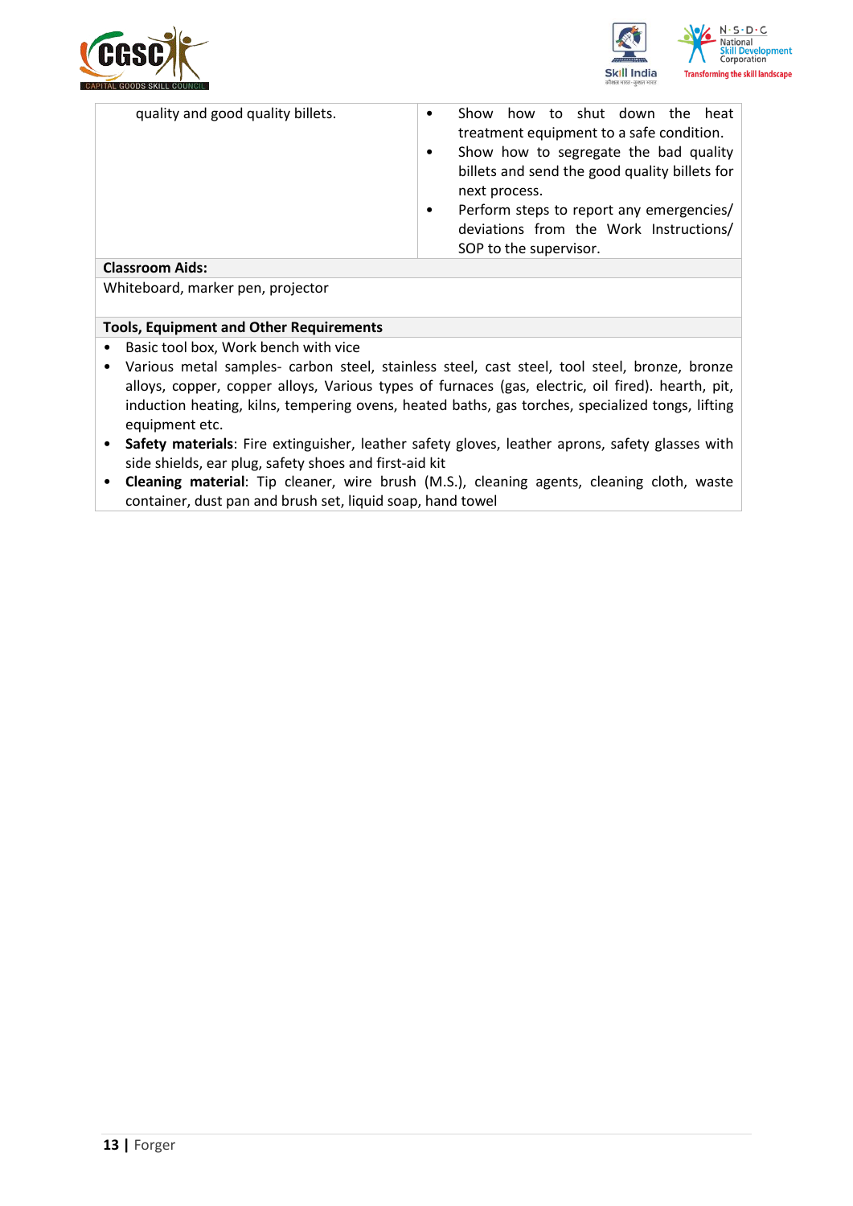| | |
|---|---|
| quality and good quality billets. | • Show how to shut down the heat treatment equipment to a safe condition.<br>• Show how to segregate the bad quality billets and send the good quality billets for next process.<br>• Perform steps to report any emergencies/ deviations from the Work Instructions/ SOP to the supervisor. |

**Classroom Aids:**

Whiteboard, marker pen, projector

**Tools, Equipment and Other Requirements**

- Basic tool box, Work bench with vice
- Various metal samples- carbon steel, stainless steel, cast steel, tool steel, bronze, bronze alloys, copper, copper alloys, Various types of furnaces (gas, electric, oil fired). hearth, pit, induction heating, kilns, tempering ovens, heated baths, gas torches, specialized tongs, lifting equipment etc.
- **Safety materials**: Fire extinguisher, leather safety gloves, leather aprons, safety glasses with side shields, ear plug, safety shoes and first-aid kit
- **Cleaning material**: Tip cleaner, wire brush (M.S.), cleaning agents, cleaning cloth, waste container, dust pan and brush set, liquid soap, hand towel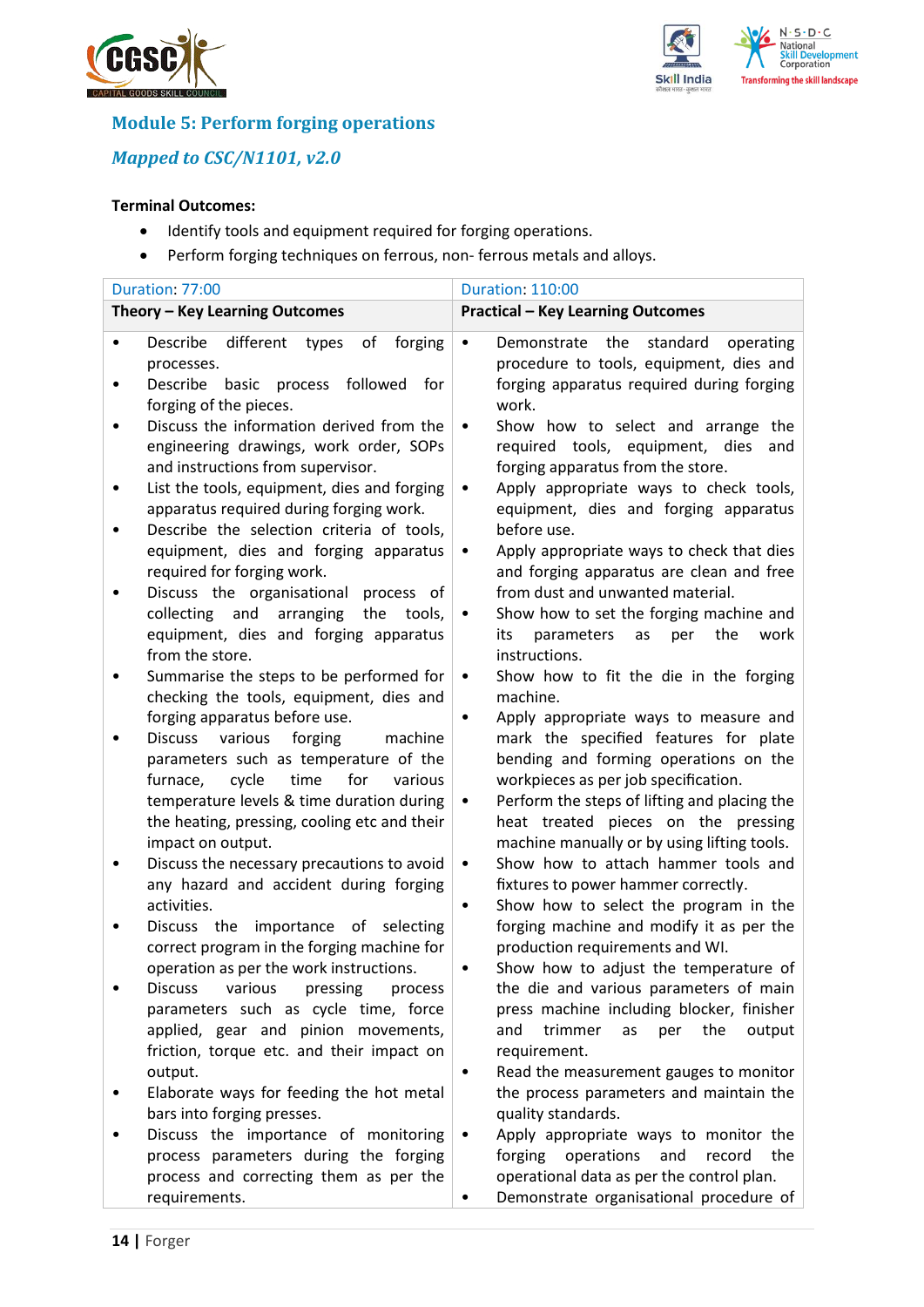## Module 5: Perform forging operations

### *Mapped to CSC/N1101, v2.0*

**Terminal Outcomes:**

- Identify tools and equipment required for forging operations.
- Perform forging techniques on ferrous, non- ferrous metals and alloys.

| Duration: 77:00 | Duration: 110:00 |
|---|---|
| **Theory – Key Learning Outcomes** | **Practical – Key Learning Outcomes** |
| • Describe different types of forging processes.<br>• Describe basic process followed for forging of the pieces.<br>• Discuss the information derived from the engineering drawings, work order, SOPs and instructions from supervisor.<br>• List the tools, equipment, dies and forging apparatus required during forging work.<br>• Describe the selection criteria of tools, equipment, dies and forging apparatus required for forging work.<br>• Discuss the organisational process of collecting and arranging the tools, equipment, dies and forging apparatus from the store.<br>• Summarise the steps to be performed for checking the tools, equipment, dies and forging apparatus before use.<br>• Discuss various forging machine parameters such as temperature of the furnace, cycle time for various temperature levels & time duration during the heating, pressing, cooling etc and their impact on output.<br>• Discuss the necessary precautions to avoid any hazard and accident during forging activities.<br>• Discuss the importance of selecting correct program in the forging machine for operation as per the work instructions.<br>• Discuss various pressing process parameters such as cycle time, force applied, gear and pinion movements, friction, torque etc. and their impact on output.<br>• Elaborate ways for feeding the hot metal bars into forging presses.<br>• Discuss the importance of monitoring process parameters during the forging process and correcting them as per the requirements. | • Demonstrate the standard operating procedure to tools, equipment, dies and forging apparatus required during forging work.<br>• Show how to select and arrange the required tools, equipment, dies and forging apparatus from the store.<br>• Apply appropriate ways to check tools, equipment, dies and forging apparatus before use.<br>• Apply appropriate ways to check that dies and forging apparatus are clean and free from dust and unwanted material.<br>• Show how to set the forging machine and its parameters as per the work instructions.<br>• Show how to fit the die in the forging machine.<br>• Apply appropriate ways to measure and mark the specified features for plate bending and forming operations on the workpieces as per job specification.<br>• Perform the steps of lifting and placing the heat treated pieces on the pressing machine manually or by using lifting tools.<br>• Show how to attach hammer tools and fixtures to power hammer correctly.<br>• Show how to select the program in the forging machine and modify it as per the production requirements and WI.<br>• Show how to adjust the temperature of the die and various parameters of main press machine including blocker, finisher and trimmer as per the output requirement.<br>• Read the measurement gauges to monitor the process parameters and maintain the quality standards.<br>• Apply appropriate ways to monitor the forging operations and record the operational data as per the control plan.<br>• Demonstrate organisational procedure of |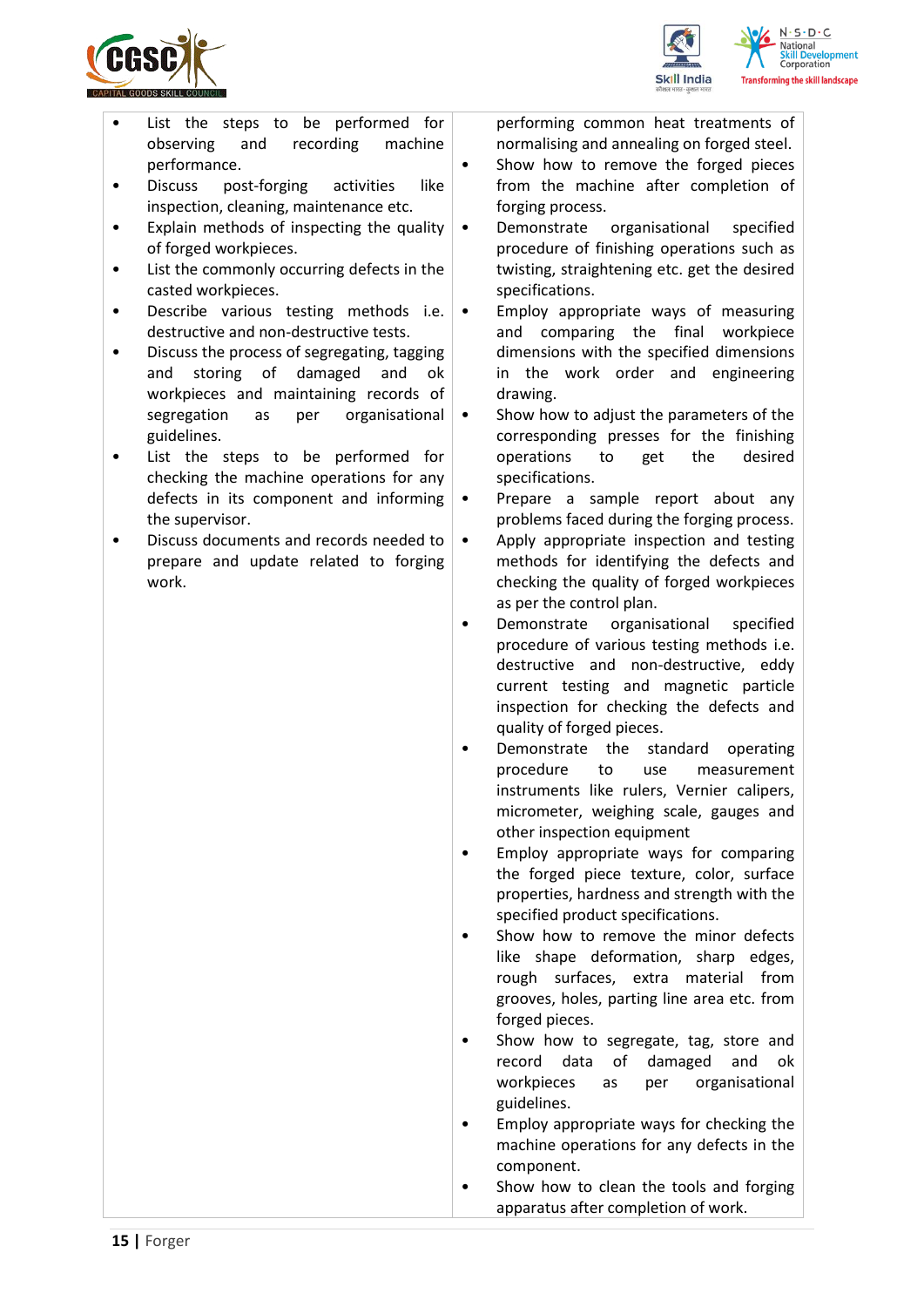| | |
|---|---|
| • List the steps to be performed for observing and recording machine performance.<br>• Discuss post-forging activities like inspection, cleaning, maintenance etc.<br>• Explain methods of inspecting the quality of forged workpieces.<br>• List the commonly occurring defects in the casted workpieces.<br>• Describe various testing methods i.e. destructive and non-destructive tests.<br>• Discuss the process of segregating, tagging and storing of damaged and ok workpieces and maintaining records of segregation as per organisational guidelines.<br>• List the steps to be performed for checking the machine operations for any defects in its component and informing the supervisor.<br>• Discuss documents and records needed to prepare and update related to forging work. | performing common heat treatments of normalising and annealing on forged steel.<br>• Show how to remove the forged pieces from the machine after completion of forging process.<br>• Demonstrate organisational specified procedure of finishing operations such as twisting, straightening etc. get the desired specifications.<br>• Employ appropriate ways of measuring and comparing the final workpiece dimensions with the specified dimensions in the work order and engineering drawing.<br>• Show how to adjust the parameters of the corresponding presses for the finishing operations to get the desired specifications.<br>• Prepare a sample report about any problems faced during the forging process.<br>• Apply appropriate inspection and testing methods for identifying the defects and checking the quality of forged workpieces as per the control plan.<br>• Demonstrate organisational specified procedure of various testing methods i.e. destructive and non-destructive, eddy current testing and magnetic particle inspection for checking the defects and quality of forged pieces.<br>• Demonstrate the standard operating procedure to use measurement instruments like rulers, Vernier calipers, micrometer, weighing scale, gauges and other inspection equipment<br>• Employ appropriate ways for comparing the forged piece texture, color, surface properties, hardness and strength with the specified product specifications.<br>• Show how to remove the minor defects like shape deformation, sharp edges, rough surfaces, extra material from grooves, holes, parting line area etc. from forged pieces.<br>• Show how to segregate, tag, store and record data of damaged and ok workpieces as per organisational guidelines.<br>• Employ appropriate ways for checking the machine operations for any defects in the component.<br>• Show how to clean the tools and forging apparatus after completion of work. |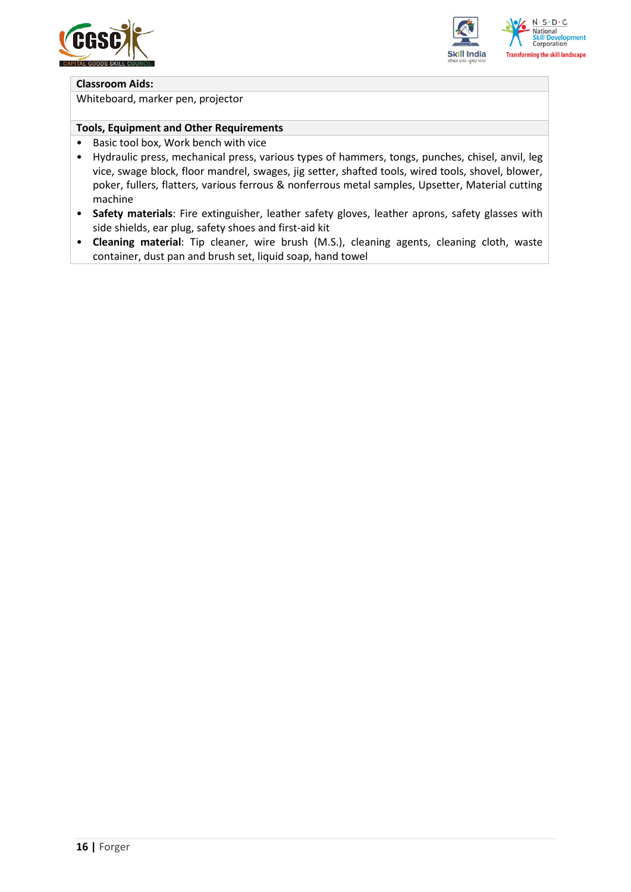| Classroom Aids: |
| --- |
| Whiteboard, marker pen, projector |

| Tools, Equipment and Other Requirements |
| --- |
| • Basic tool box, Work bench with vice<br>• Hydraulic press, mechanical press, various types of hammers, tongs, punches, chisel, anvil, leg vice, swage block, floor mandrel, swages, jig setter, shafted tools, wired tools, shovel, blower, poker, fullers, flatters, various ferrous & nonferrous metal samples, Upsetter, Material cutting machine<br>• **Safety materials**: Fire extinguisher, leather safety gloves, leather aprons, safety glasses with side shields, ear plug, safety shoes and first-aid kit<br>• **Cleaning material**: Tip cleaner, wire brush (M.S.), cleaning agents, cleaning cloth, waste container, dust pan and brush set, liquid soap, hand towel |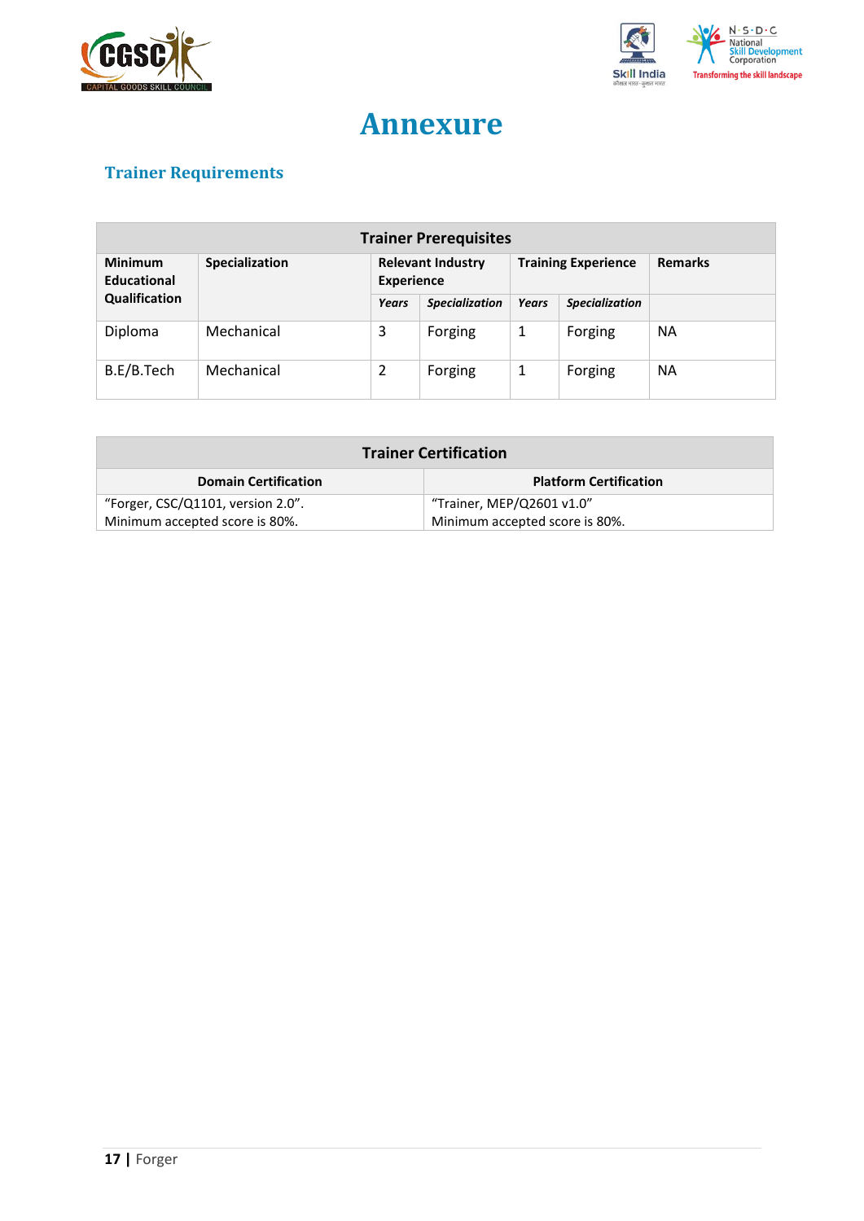# Annexure

## Trainer Requirements

| Trainer Prerequisites | | | | | | |
|---|---|---|---|---|---|---|
| **Minimum Educational Qualification** | **Specialization** | **Relevant Industry Experience** | | **Training Experience** | | **Remarks** |
| | | ***Years*** | ***Specialization*** | ***Years*** | ***Specialization*** | |
| Diploma | Mechanical | 3 | Forging | 1 | Forging | NA |
| B.E/B.Tech | Mechanical | 2 | Forging | 1 | Forging | NA |

| Trainer Certification | |
|---|---|
| **Domain Certification** | **Platform Certification** |
| "Forger, CSC/Q1101, version 2.0". Minimum accepted score is 80%. | "Trainer, MEP/Q2601 v1.0" Minimum accepted score is 80%. |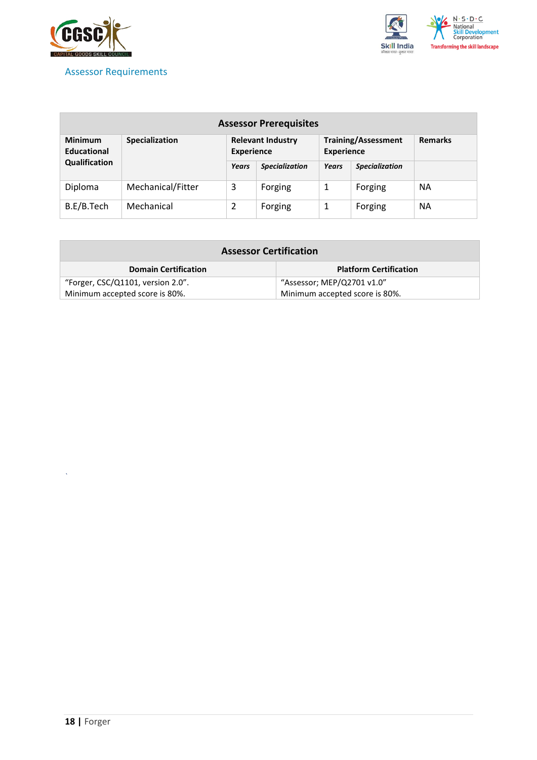## Assessor Requirements

| Assessor Prerequisites | | | | | | |
|---|---|---|---|---|---|---|
| **Minimum Educational Qualification** | **Specialization** | **Relevant Industry Experience** | | **Training/Assessment Experience** | | **Remarks** |
| | | ***Years*** | ***Specialization*** | ***Years*** | ***Specialization*** | |
| Diploma | Mechanical/Fitter | 3 | Forging | 1 | Forging | NA |
| B.E/B.Tech | Mechanical | 2 | Forging | 1 | Forging | NA |

| Assessor Certification | |
|---|---|
| **Domain Certification** | **Platform Certification** |
| "Forger, CSC/Q1101, version 2.0". Minimum accepted score is 80%. | "Assessor; MEP/Q2701 v1.0" Minimum accepted score is 80%. |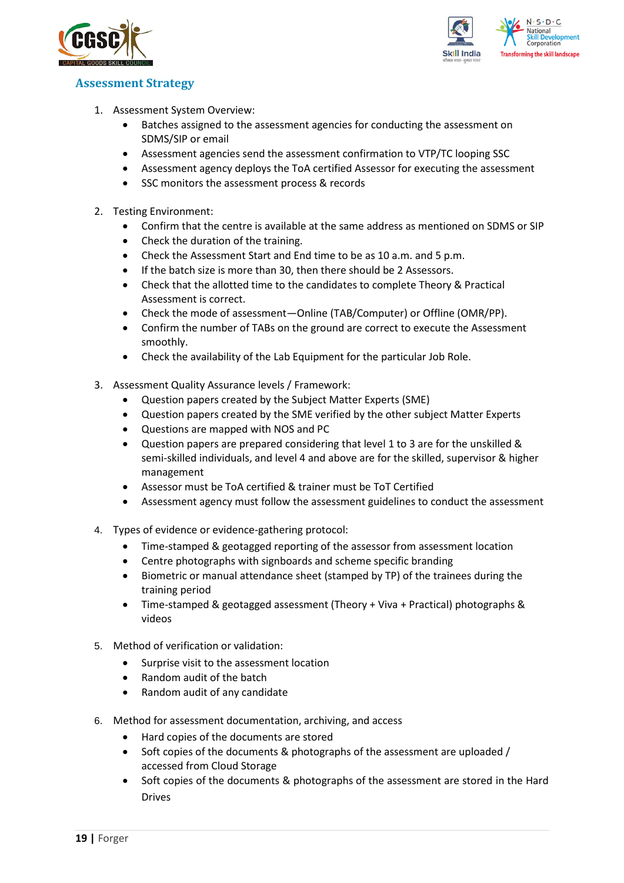## Assessment Strategy

1. Assessment System Overview:
    - Batches assigned to the assessment agencies for conducting the assessment on SDMS/SIP or email
    - Assessment agencies send the assessment confirmation to VTP/TC looping SSC
    - Assessment agency deploys the ToA certified Assessor for executing the assessment
    - SSC monitors the assessment process & records

2. Testing Environment:
    - Confirm that the centre is available at the same address as mentioned on SDMS or SIP
    - Check the duration of the training.
    - Check the Assessment Start and End time to be as 10 a.m. and 5 p.m.
    - If the batch size is more than 30, then there should be 2 Assessors.
    - Check that the allotted time to the candidates to complete Theory & Practical Assessment is correct.
    - Check the mode of assessment—Online (TAB/Computer) or Offline (OMR/PP).
    - Confirm the number of TABs on the ground are correct to execute the Assessment smoothly.
    - Check the availability of the Lab Equipment for the particular Job Role.

3. Assessment Quality Assurance levels / Framework:
    - Question papers created by the Subject Matter Experts (SME)
    - Question papers created by the SME verified by the other subject Matter Experts
    - Questions are mapped with NOS and PC
    - Question papers are prepared considering that level 1 to 3 are for the unskilled & semi-skilled individuals, and level 4 and above are for the skilled, supervisor & higher management
    - Assessor must be ToA certified & trainer must be ToT Certified
    - Assessment agency must follow the assessment guidelines to conduct the assessment

4. Types of evidence or evidence-gathering protocol:
    - Time-stamped & geotagged reporting of the assessor from assessment location
    - Centre photographs with signboards and scheme specific branding
    - Biometric or manual attendance sheet (stamped by TP) of the trainees during the training period
    - Time-stamped & geotagged assessment (Theory + Viva + Practical) photographs & videos

5. Method of verification or validation:
    - Surprise visit to the assessment location
    - Random audit of the batch
    - Random audit of any candidate

6. Method for assessment documentation, archiving, and access
    - Hard copies of the documents are stored
    - Soft copies of the documents & photographs of the assessment are uploaded / accessed from Cloud Storage
    - Soft copies of the documents & photographs of the assessment are stored in the Hard Drives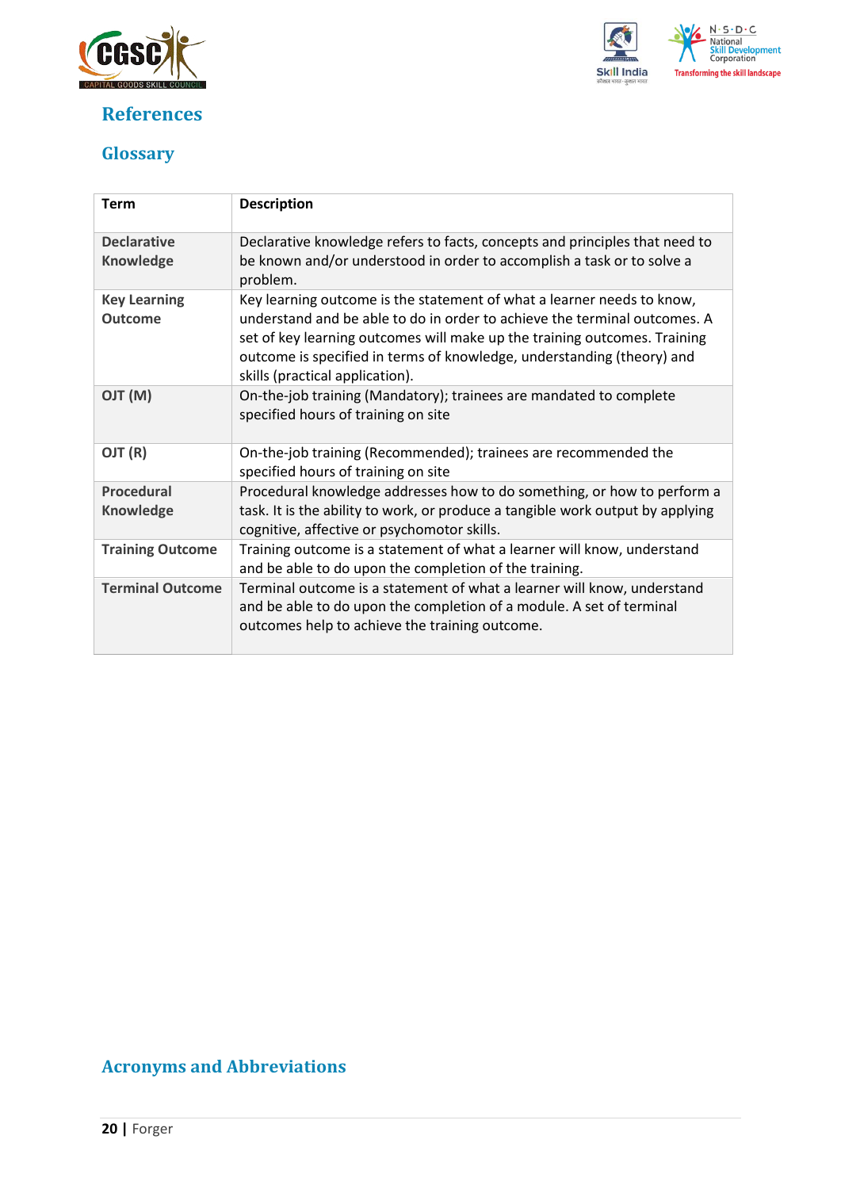# References

## Glossary

| Term | Description |
|---|---|
| **Declarative Knowledge** | Declarative knowledge refers to facts, concepts and principles that need to be known and/or understood in order to accomplish a task or to solve a problem. |
| **Key Learning Outcome** | Key learning outcome is the statement of what a learner needs to know, understand and be able to do in order to achieve the terminal outcomes. A set of key learning outcomes will make up the training outcomes. Training outcome is specified in terms of knowledge, understanding (theory) and skills (practical application). |
| **OJT (M)** | On-the-job training (Mandatory); trainees are mandated to complete specified hours of training on site |
| **OJT (R)** | On-the-job training (Recommended); trainees are recommended the specified hours of training on site |
| **Procedural Knowledge** | Procedural knowledge addresses how to do something, or how to perform a task. It is the ability to work, or produce a tangible work output by applying cognitive, affective or psychomotor skills. |
| **Training Outcome** | Training outcome is a statement of what a learner will know, understand and be able to do upon the completion of the training. |
| **Terminal Outcome** | Terminal outcome is a statement of what a learner will know, understand and be able to do upon the completion of a module. A set of terminal outcomes help to achieve the training outcome. |

## Acronyms and Abbreviations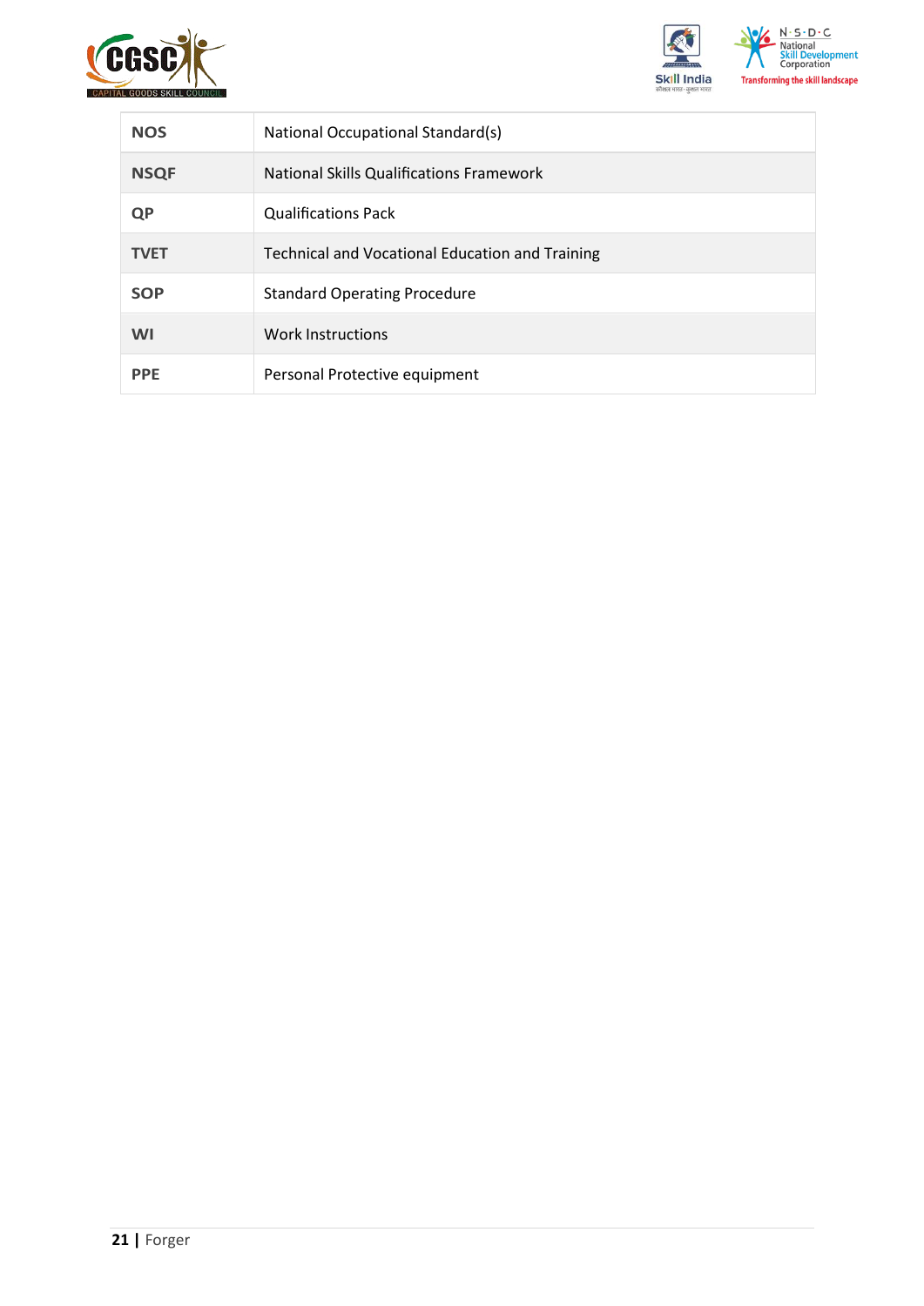| | |
|---|---|
| **NOS** | National Occupational Standard(s) |
| **NSQF** | National Skills Qualifications Framework |
| **QP** | Qualifications Pack |
| **TVET** | Technical and Vocational Education and Training |
| **SOP** | Standard Operating Procedure |
| **WI** | Work Instructions |
| **PPE** | Personal Protective equipment |